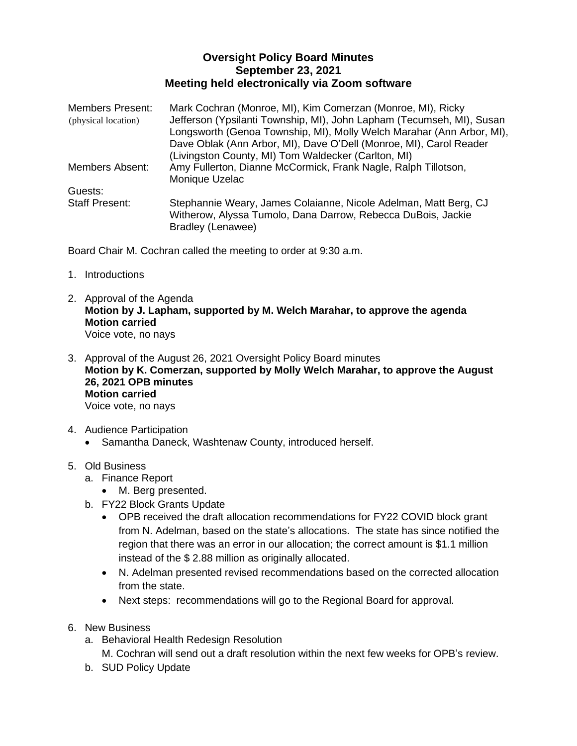# Oversight Policy Board Minutes
## September 23, 2021
## Meeting held electronically via Zoom software

| | |
|---|---|
| Members Present: (physical location) | Mark Cochran (Monroe, MI), Kim Comerzan (Monroe, MI), Ricky Jefferson (Ypsilanti Township, MI), John Lapham (Tecumseh, MI), Susan Longsworth (Genoa Township, MI), Molly Welch Marahar (Ann Arbor, MI), Dave Oblak (Ann Arbor, MI), Dave O'Dell (Monroe, MI), Carol Reader (Livingston County, MI) Tom Waldecker (Carlton, MI) |
| Members Absent: | Amy Fullerton, Dianne McCormick, Frank Nagle, Ralph Tillotson, Monique Uzelac |
| Guests: | |
| Staff Present: | Stephannie Weary, James Colaianne, Nicole Adelman, Matt Berg, CJ Witherow, Alyssa Tumolo, Dana Darrow, Rebecca DuBois, Jackie Bradley (Lenawee) |

Board Chair M. Cochran called the meeting to order at 9:30 a.m.

1. Introductions

2. Approval of the Agenda
   **Motion by J. Lapham, supported by M. Welch Marahar, to approve the agenda**
   **Motion carried**
   Voice vote, no nays

3. Approval of the August 26, 2021 Oversight Policy Board minutes
   **Motion by K. Comerzan, supported by Molly Welch Marahar, to approve the August 26, 2021 OPB minutes**
   **Motion carried**
   Voice vote, no nays

4. Audience Participation
   - Samantha Daneck, Washtenaw County, introduced herself.

5. Old Business
   a. Finance Report
      - M. Berg presented.

   b. FY22 Block Grants Update
      - OPB received the draft allocation recommendations for FY22 COVID block grant from N. Adelman, based on the state's allocations. The state has since notified the region that there was an error in our allocation; the correct amount is $1.1 million instead of the $ 2.88 million as originally allocated.
      - N. Adelman presented revised recommendations based on the corrected allocation from the state.
      - Next steps: recommendations will go to the Regional Board for approval.

6. New Business
   a. Behavioral Health Redesign Resolution
      M. Cochran will send out a draft resolution within the next few weeks for OPB's review.

   b. SUD Policy Update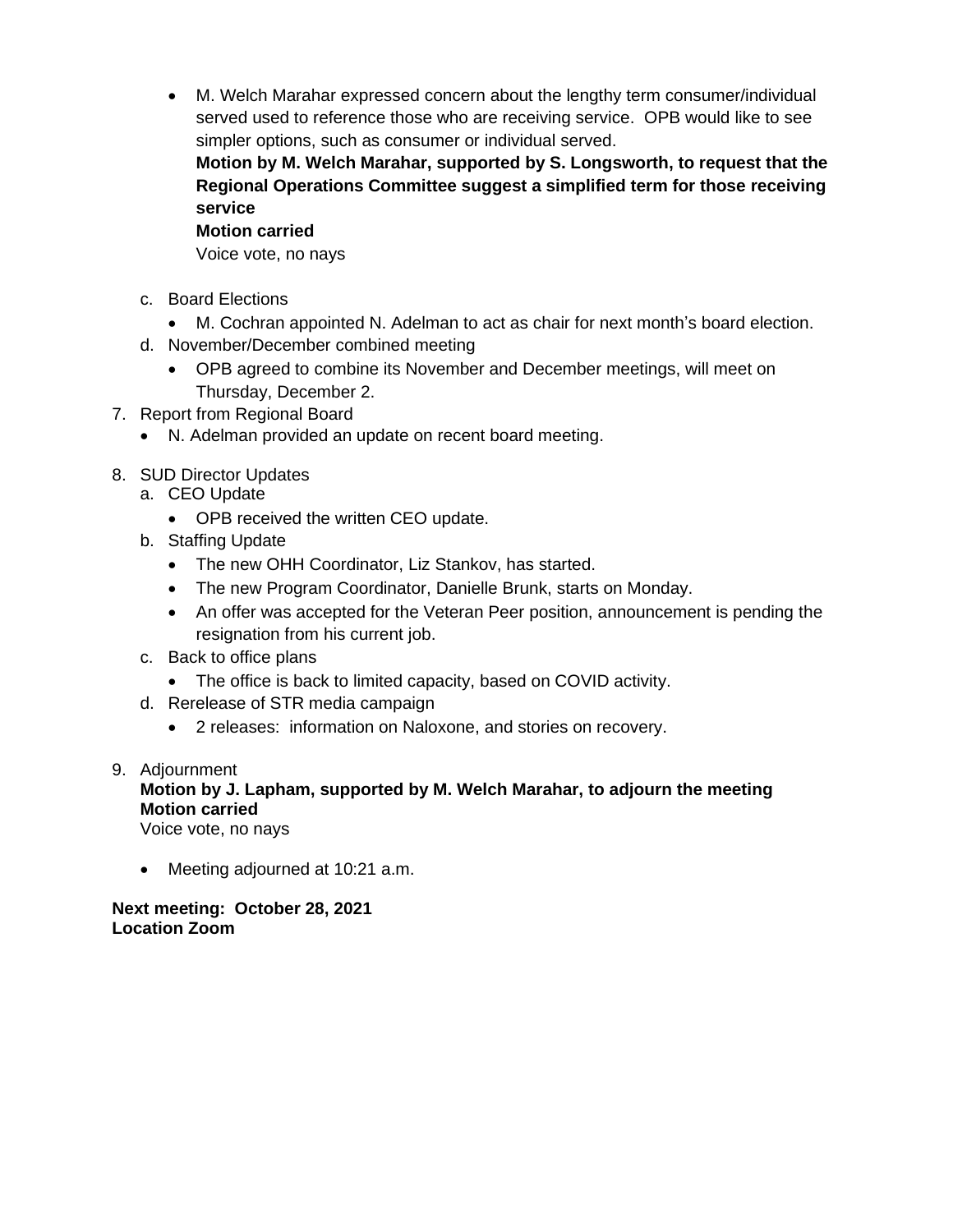- M. Welch Marahar expressed concern about the lengthy term consumer/individual served used to reference those who are receiving service. OPB would like to see simpler options, such as consumer or individual served.
  **Motion by M. Welch Marahar, supported by S. Longsworth, to request that the Regional Operations Committee suggest a simplified term for those receiving service**
  **Motion carried**
  Voice vote, no nays

c. Board Elections
   - M. Cochran appointed N. Adelman to act as chair for next month's board election.

d. November/December combined meeting
   - OPB agreed to combine its November and December meetings, will meet on Thursday, December 2.

7. Report from Regional Board
   - N. Adelman provided an update on recent board meeting.

8. SUD Director Updates
   a. CEO Update
      - OPB received the written CEO update.
   b. Staffing Update
      - The new OHH Coordinator, Liz Stankov, has started.
      - The new Program Coordinator, Danielle Brunk, starts on Monday.
      - An offer was accepted for the Veteran Peer position, announcement is pending the resignation from his current job.
   c. Back to office plans
      - The office is back to limited capacity, based on COVID activity.
   d. Rerelease of STR media campaign
      - 2 releases: information on Naloxone, and stories on recovery.

9. Adjournment
   **Motion by J. Lapham, supported by M. Welch Marahar, to adjourn the meeting**
   **Motion carried**
   Voice vote, no nays

   - Meeting adjourned at 10:21 a.m.

**Next meeting: October 28, 2021**
**Location Zoom**